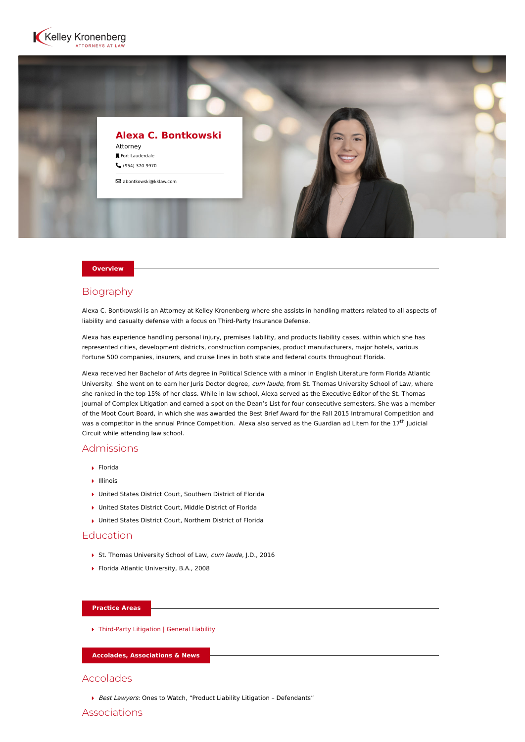Kelley Kronenberg
ATTORNEYS AT LAW

# Alexa C. Bontkowski

Attorney

Fort Lauderdale

(954) 370-9970

abontkowski@kklaw.com

## Overview

### Biography

Alexa C. Bontkowski is an Attorney at Kelley Kronenberg where she assists in handling matters related to all aspects of liability and casualty defense with a focus on Third-Party Insurance Defense.

Alexa has experience handling personal injury, premises liability, and products liability cases, within which she has represented cities, development districts, construction companies, product manufacturers, major hotels, various Fortune 500 companies, insurers, and cruise lines in both state and federal courts throughout Florida.

Alexa received her Bachelor of Arts degree in Political Science with a minor in English Literature form Florida Atlantic University. She went on to earn her Juris Doctor degree, *cum laude*, from St. Thomas University School of Law, where she ranked in the top 15% of her class. While in law school, Alexa served as the Executive Editor of the St. Thomas Journal of Complex Litigation and earned a spot on the Dean's List for four consecutive semesters. She was a member of the Moot Court Board, in which she was awarded the Best Brief Award for the Fall 2015 Intramural Competition and was a competitor in the annual Prince Competition. Alexa also served as the Guardian ad Litem for the 17th Judicial Circuit while attending law school.

### Admissions

- Florida
- Illinois
- United States District Court, Southern District of Florida
- United States District Court, Middle District of Florida
- United States District Court, Northern District of Florida

### Education

- St. Thomas University School of Law, *cum laude*, J.D., 2016
- Florida Atlantic University, B.A., 2008

## Practice Areas

- Third-Party Litigation | General Liability

## Accolades, Associations & News

### Accolades

- *Best Lawyers*: Ones to Watch, "Product Liability Litigation – Defendants"

### Associations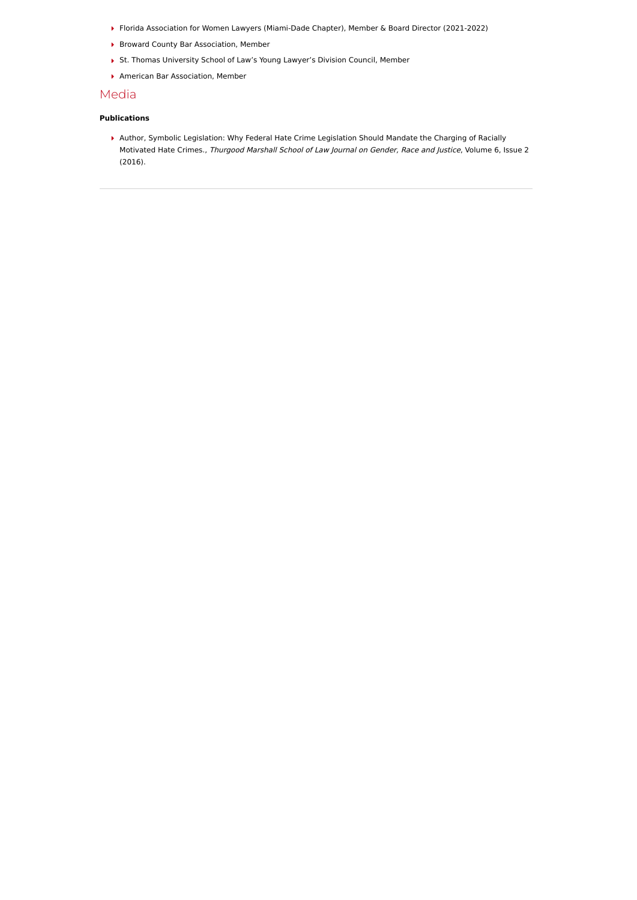- Florida Association for Women Lawyers (Miami-Dade Chapter), Member & Board Director (2021-2022)
- Broward County Bar Association, Member
- St. Thomas University School of Law's Young Lawyer's Division Council, Member
- American Bar Association, Member

## Media

**Publications**

- Author, Symbolic Legislation: Why Federal Hate Crime Legislation Should Mandate the Charging of Racially Motivated Hate Crimes., *Thurgood Marshall School of Law Journal on Gender, Race and Justice*, Volume 6, Issue 2 (2016).